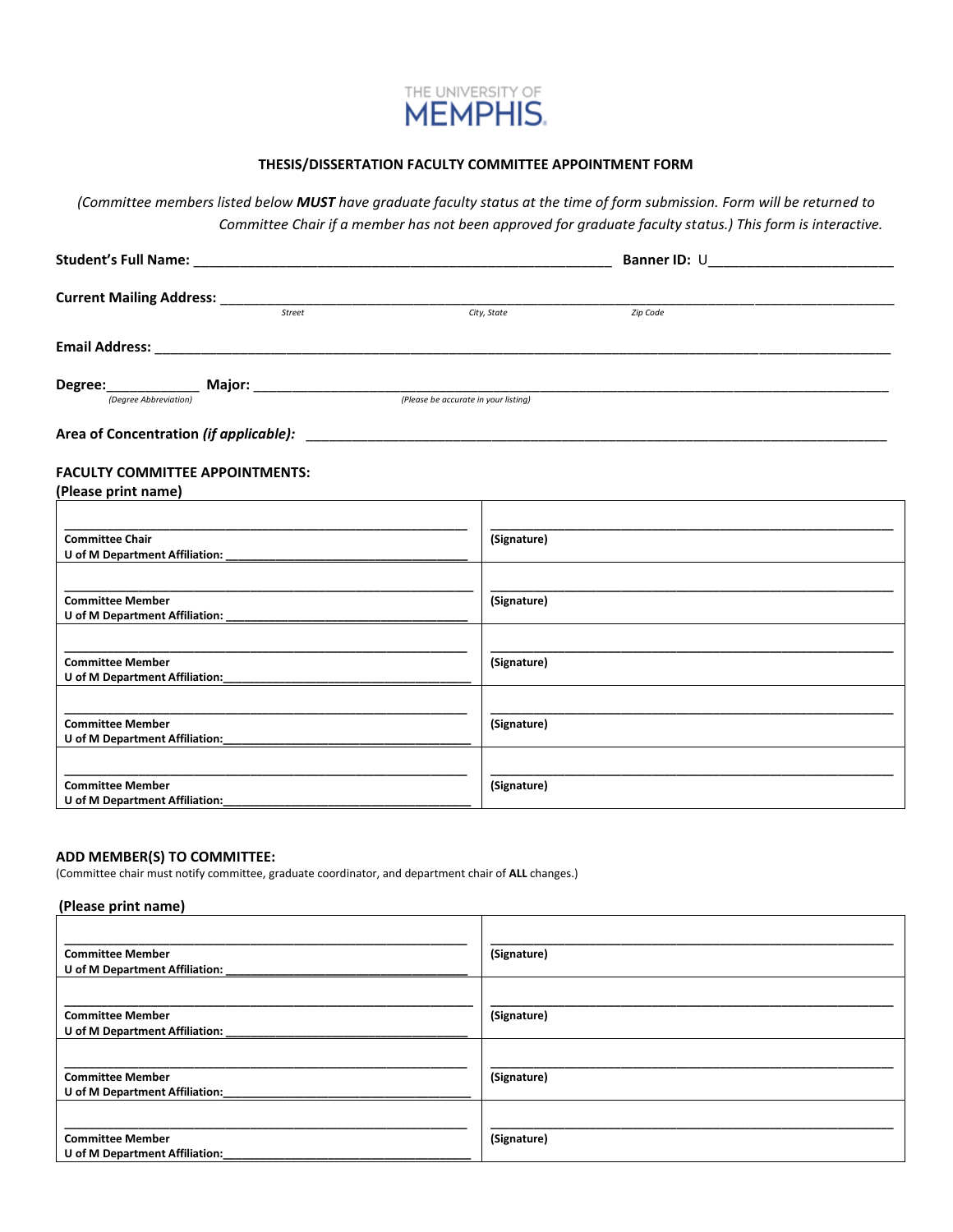THE UNIVERSITY OF MEMPHIS

# THESIS/DISSERTATION FACULTY COMMITTEE APPOINTMENT FORM

*(Committee members listed below **MUST** have graduate faculty status at the time of form submission. Form will be returned to Committee Chair if a member has not been approved for graduate faculty status.) This form is interactive.*

**Student's Full Name:** ______________________________ **Banner ID:** U______________________

**Current Mailing Address:** ____________________________________________________________
*Street* *City, State* *Zip Code*

**Email Address:** ____________________________________________________________

**Degree:**____________ **Major:** ____________________________________________________
*(Degree Abbreviation)* *(Please be accurate in your listing)*

**Area of Concentration *(if applicable)*:** ____________________________________________

**FACULTY COMMITTEE APPOINTMENTS:**
**(Please print name)**

| | |
|---|---|
| ______________________________<br>**Committee Chair**<br>**U of M Department Affiliation:** ____________________ | ______________________________<br>**(Signature)** |
| ______________________________<br>**Committee Member**<br>**U of M Department Affiliation:** ____________________ | ______________________________<br>**(Signature)** |
| ______________________________<br>**Committee Member**<br>**U of M Department Affiliation:** ____________________ | ______________________________<br>**(Signature)** |
| ______________________________<br>**Committee Member**<br>**U of M Department Affiliation:** ____________________ | ______________________________<br>**(Signature)** |
| ______________________________<br>**Committee Member**<br>**U of M Department Affiliation:** ____________________ | ______________________________<br>**(Signature)** |

**ADD MEMBER(S) TO COMMITTEE:**
(Committee chair must notify committee, graduate coordinator, and department chair of **ALL** changes.)

**(Please print name)**

| | |
|---|---|
| ______________________________<br>**Committee Member**<br>**U of M Department Affiliation:** ____________________ | ______________________________<br>**(Signature)** |
| ______________________________<br>**Committee Member**<br>**U of M Department Affiliation:** ____________________ | ______________________________<br>**(Signature)** |
| ______________________________<br>**Committee Member**<br>**U of M Department Affiliation:** ____________________ | ______________________________<br>**(Signature)** |
| ______________________________<br>**Committee Member**<br>**U of M Department Affiliation:** ____________________ | ______________________________<br>**(Signature)** |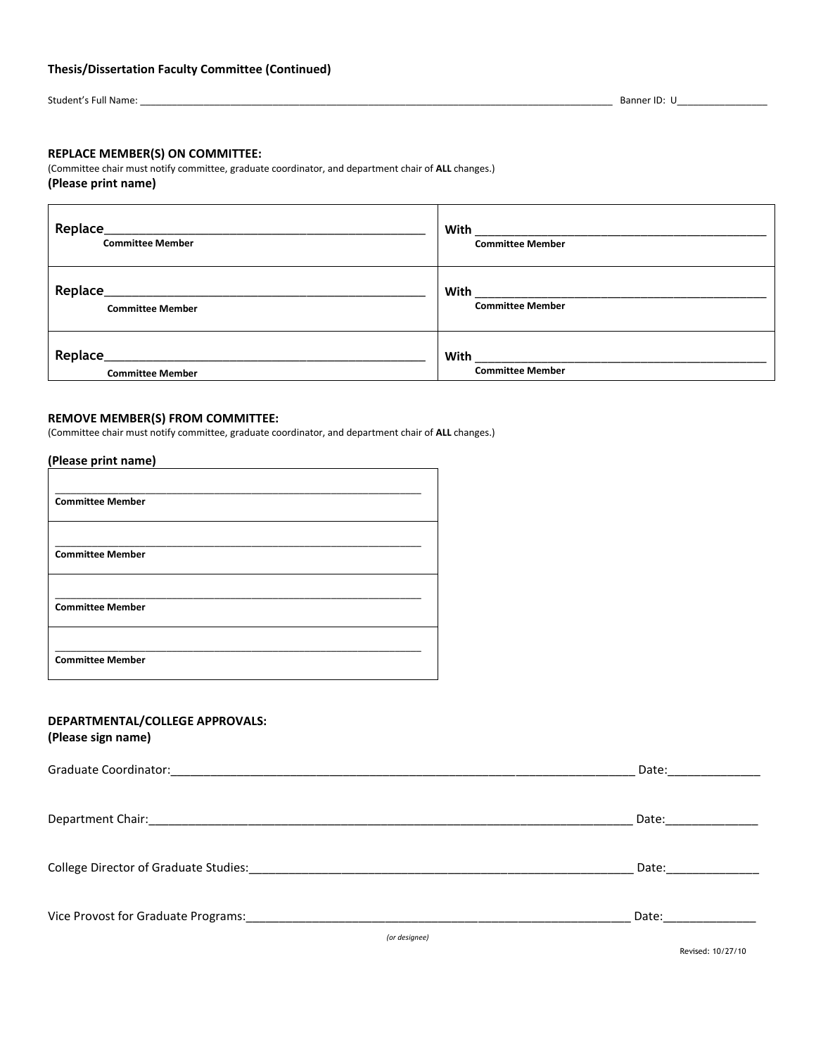### Thesis/Dissertation Faculty Committee (Continued)

Student's Full Name: ______________________________________________________________ Banner ID: U________________

**REPLACE MEMBER(S) ON COMMITTEE:**
(Committee chair must notify committee, graduate coordinator, and department chair of **ALL** changes.)
**(Please print name)**

| | |
|---|---|
| Replace______________________________ **Committee Member** | **With** ______________________________ **Committee Member** |
| Replace______________________________ **Committee Member** | **With** ______________________________ **Committee Member** |
| Replace______________________________ **Committee Member** | **With** ______________________________ **Committee Member** |

**REMOVE MEMBER(S) FROM COMMITTEE:**
(Committee chair must notify committee, graduate coordinator, and department chair of **ALL** changes.)

**(Please print name)**

| |
|---|
| ______________________________ **Committee Member** |
| ______________________________ **Committee Member** |
| ______________________________ **Committee Member** |
| ______________________________ **Committee Member** |

**DEPARTMENTAL/COLLEGE APPROVALS:**
**(Please sign name)**

Graduate Coordinator:________________________________________________ Date:______________

Department Chair:____________________________________________________ Date:______________

College Director of Graduate Studies:___________________________________ Date:______________

Vice Provost for Graduate Programs:____________________________________ Date:______________
*(or designee)*

Revised: 10/27/10